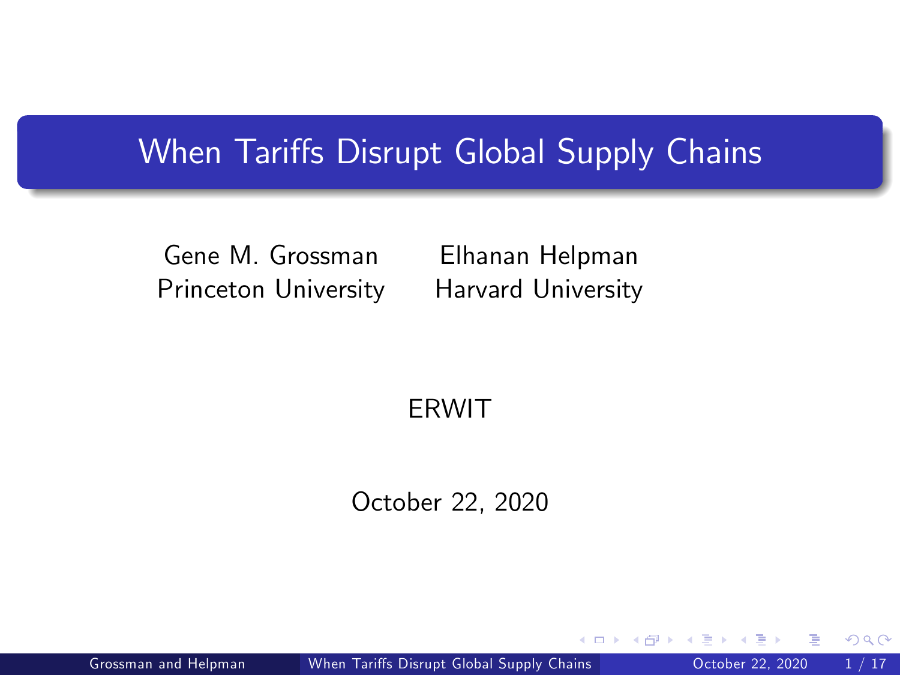# When Tariffs Disrupt Global Supply Chains

Gene M. Grossman
Princeton University

Elhanan Helpman
Harvard University

ERWIT

October 22, 2020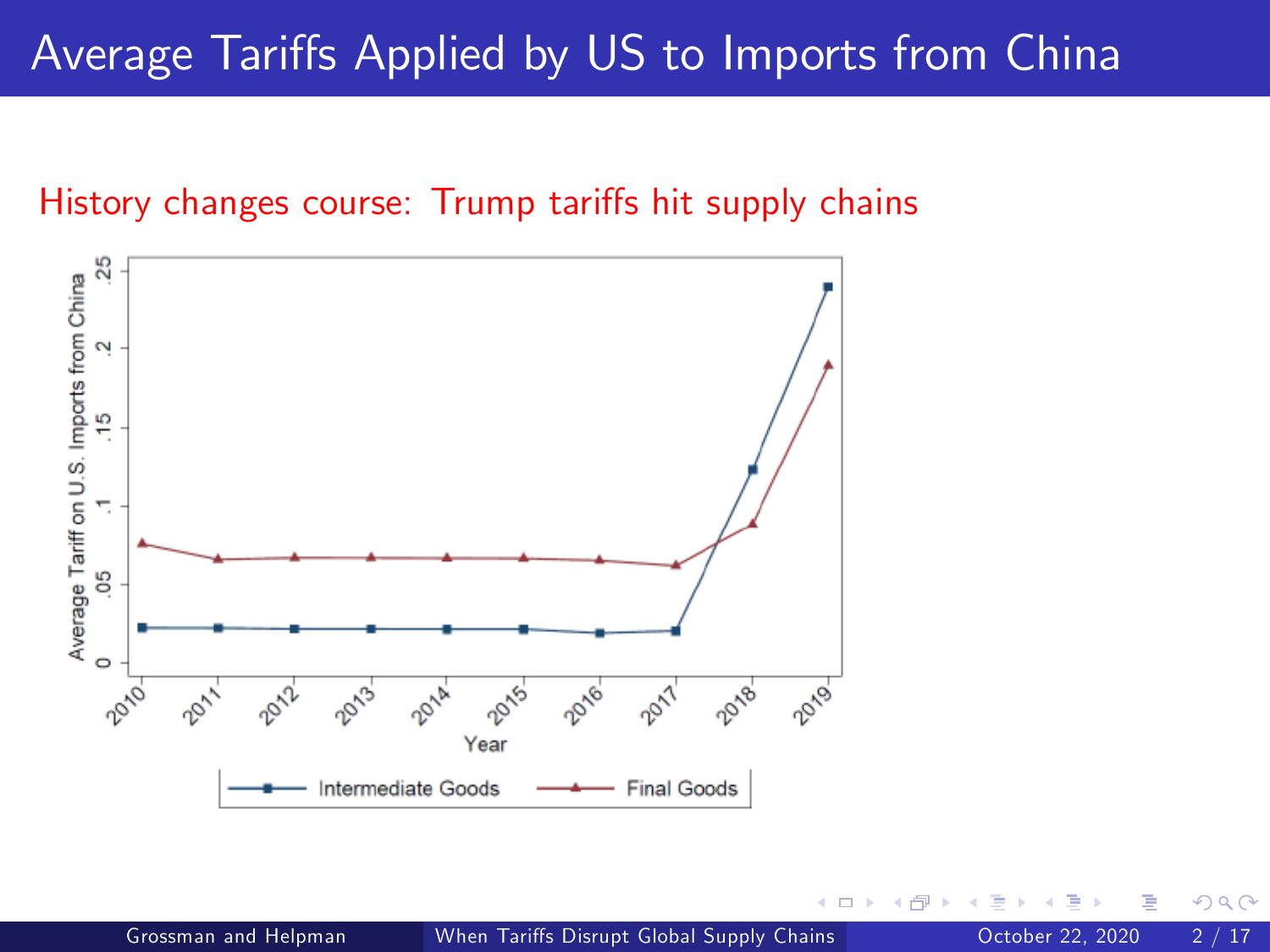# Average Tariffs Applied by US to Imports from China

History changes course: Trump tariffs hit supply chains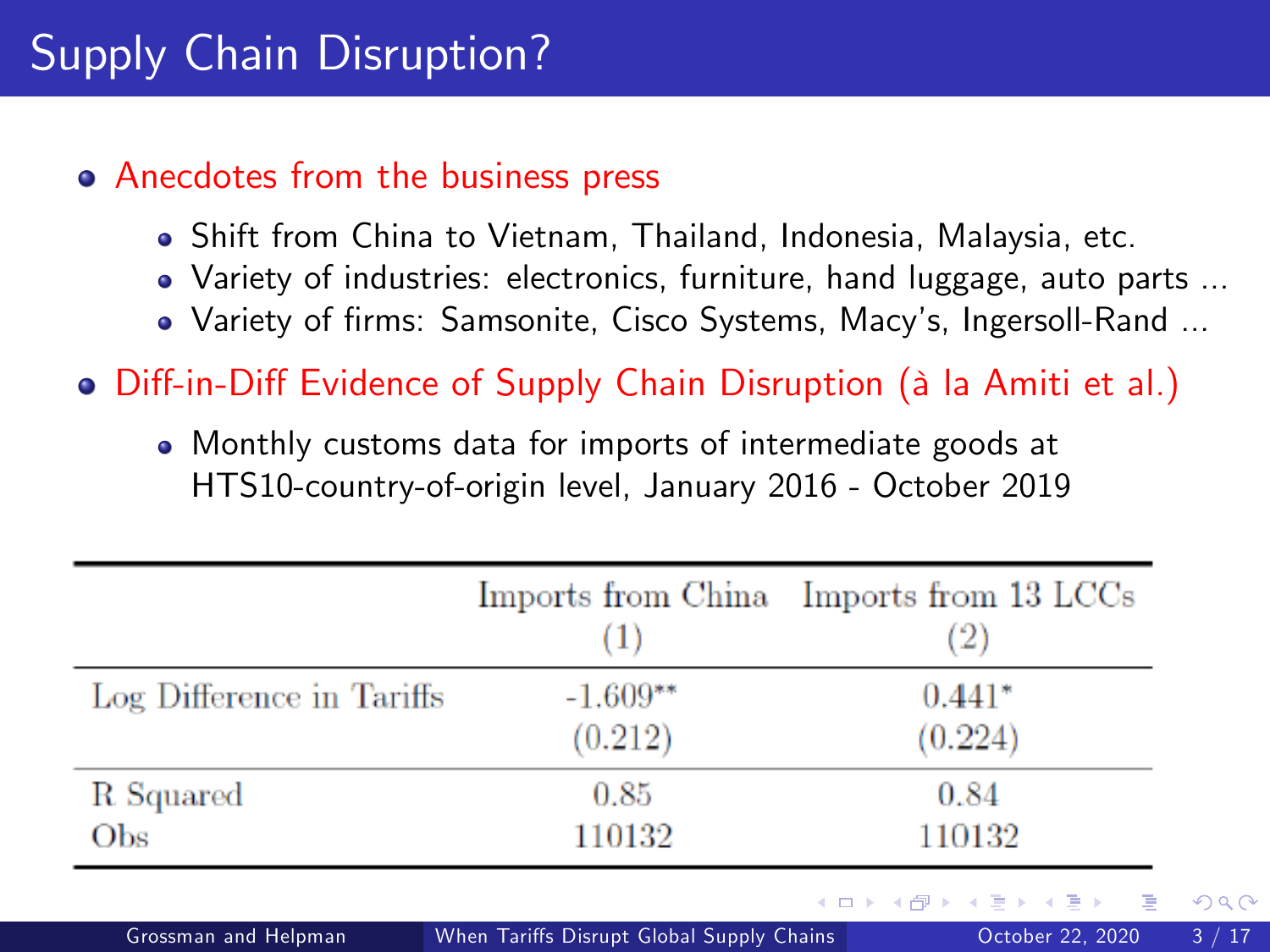# Supply Chain Disruption?

- Anecdotes from the business press
  - Shift from China to Vietnam, Thailand, Indonesia, Malaysia, etc.
  - Variety of industries: electronics, furniture, hand luggage, auto parts ...
  - Variety of firms: Samsonite, Cisco Systems, Macy's, Ingersoll-Rand ...
- Diff-in-Diff Evidence of Supply Chain Disruption (à la Amiti et al.)
  - Monthly customs data for imports of intermediate goods at HTS10-country-of-origin level, January 2016 - October 2019

| | Imports from China | Imports from 13 LCCs |
|---|---|---|
| | (1) | (2) |
| Log Difference in Tariffs | -1.609** | 0.441* |
| | (0.212) | (0.224) |
| R Squared | 0.85 | 0.84 |
| Obs | 110132 | 110132 |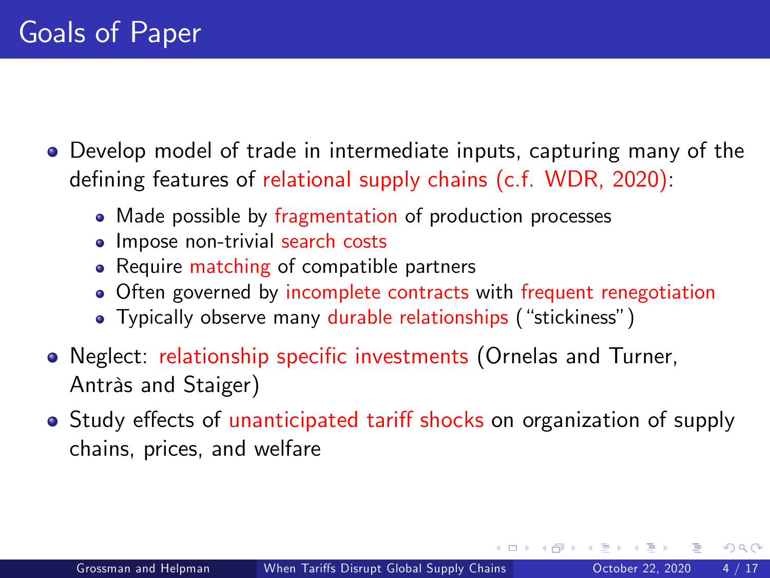# Goals of Paper

- Develop model of trade in intermediate inputs, capturing many of the defining features of relational supply chains (c.f. WDR, 2020):
  - Made possible by fragmentation of production processes
  - Impose non-trivial search costs
  - Require matching of compatible partners
  - Often governed by incomplete contracts with frequent renegotiation
  - Typically observe many durable relationships ("stickiness")
- Neglect: relationship specific investments (Ornelas and Turner, Antràs and Staiger)
- Study effects of unanticipated tariff shocks on organization of supply chains, prices, and welfare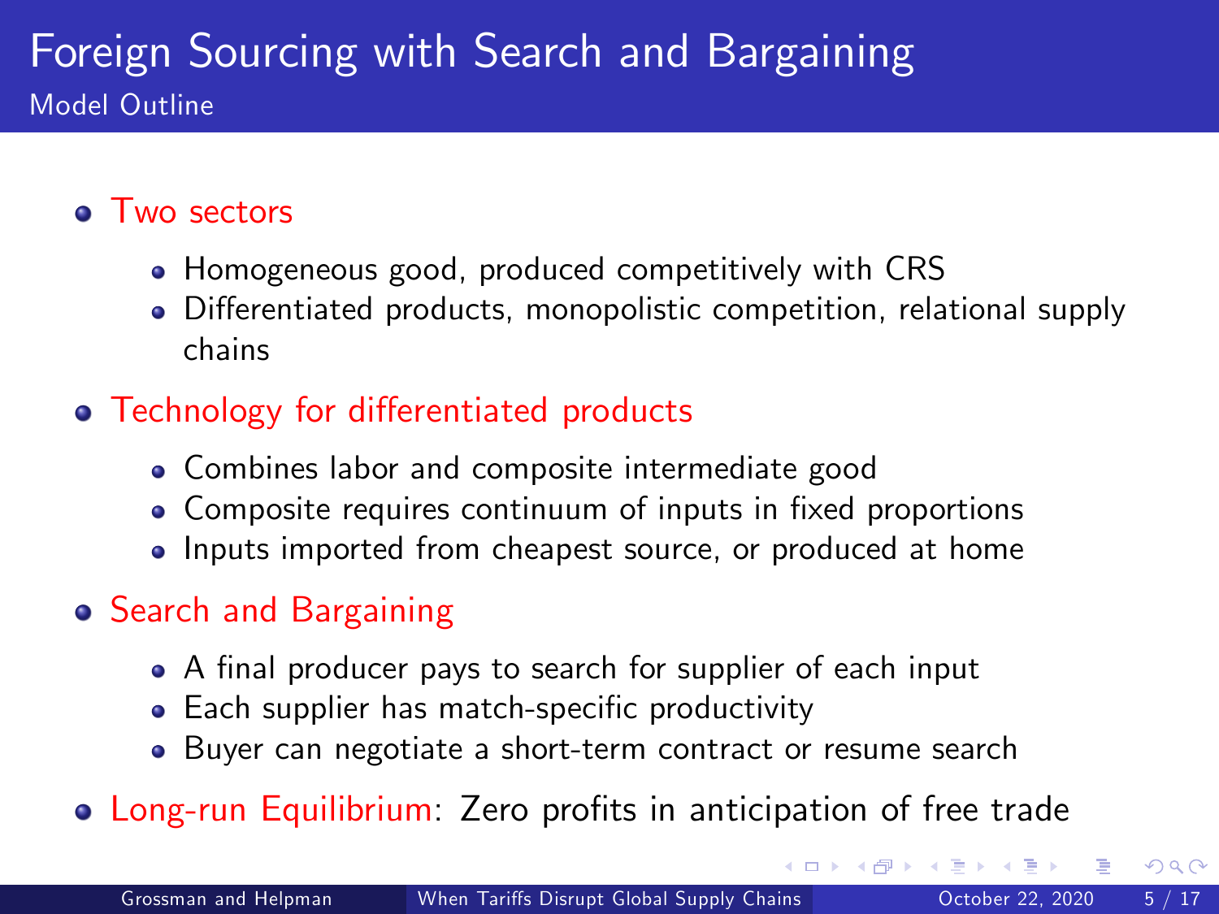# Foreign Sourcing with Search and Bargaining

## Model Outline

- Two sectors
  - Homogeneous good, produced competitively with CRS
  - Differentiated products, monopolistic competition, relational supply chains
- Technology for differentiated products
  - Combines labor and composite intermediate good
  - Composite requires continuum of inputs in fixed proportions
  - Inputs imported from cheapest source, or produced at home
- Search and Bargaining
  - A final producer pays to search for supplier of each input
  - Each supplier has match-specific productivity
  - Buyer can negotiate a short-term contract or resume search
- Long-run Equilibrium: Zero profits in anticipation of free trade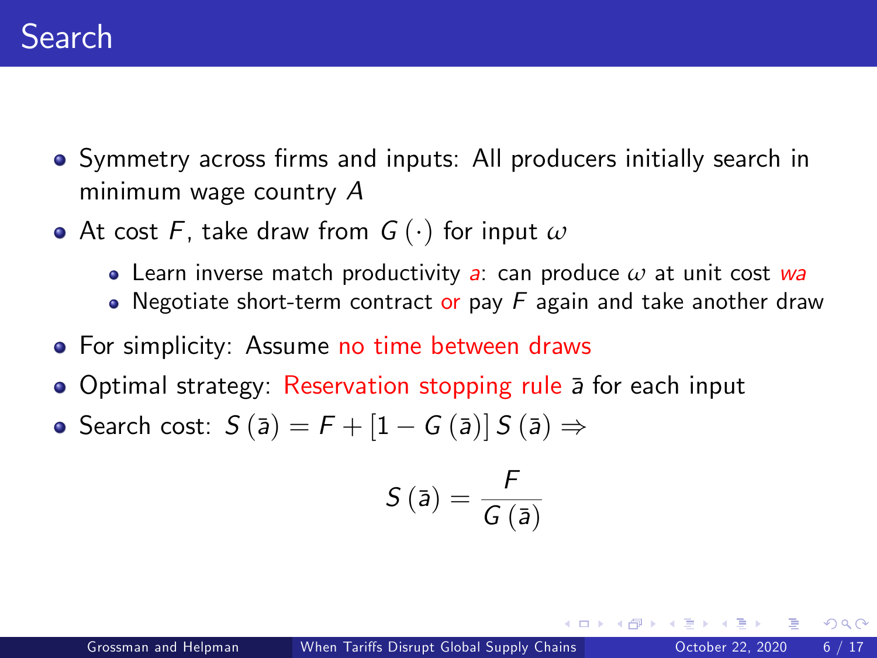# Search

- Symmetry across firms and inputs: All producers initially search in minimum wage country $A$
- At cost $F$, take draw from $G(\cdot)$ for input $\omega$
  - Learn inverse match productivity $a$: can produce $\omega$ at unit cost $wa$
  - Negotiate short-term contract or pay $F$ again and take another draw
- For simplicity: Assume no time between draws
- Optimal strategy: Reservation stopping rule $\bar{a}$ for each input
- Search cost: $S(\bar{a}) = F + [1 - G(\bar{a})] S(\bar{a}) \Rightarrow$

$$S(\bar{a}) = \frac{F}{G(\bar{a})}$$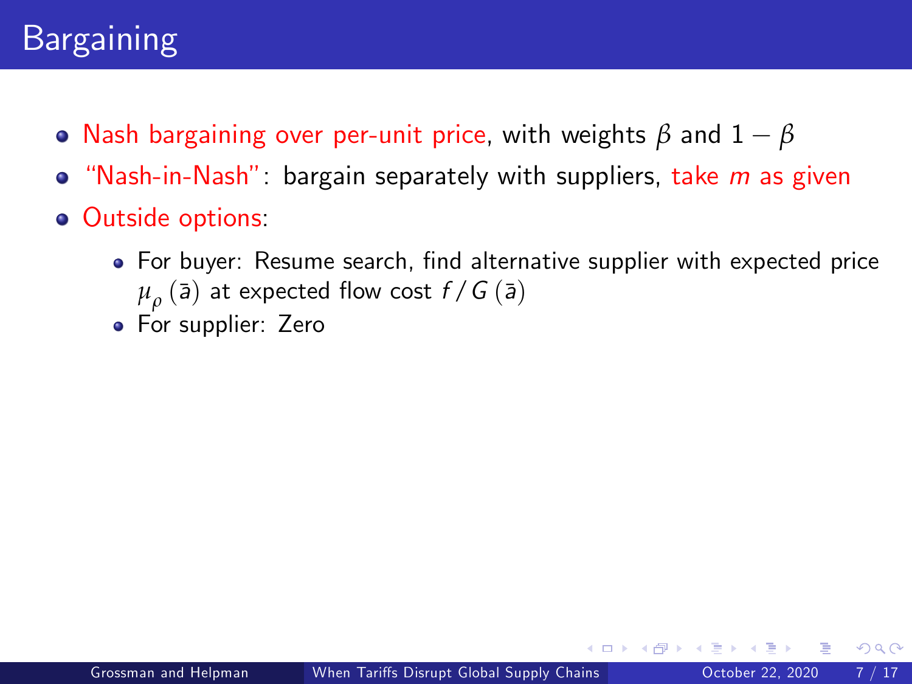# Bargaining

- Nash bargaining over per-unit price, with weights $\beta$ and $1 - \beta$
- "Nash-in-Nash": bargain separately with suppliers, take $m$ as given
- Outside options:
  - For buyer: Resume search, find alternative supplier with expected price $\mu_\rho(\bar{a})$ at expected flow cost $f/G(\bar{a})$
  - For supplier: Zero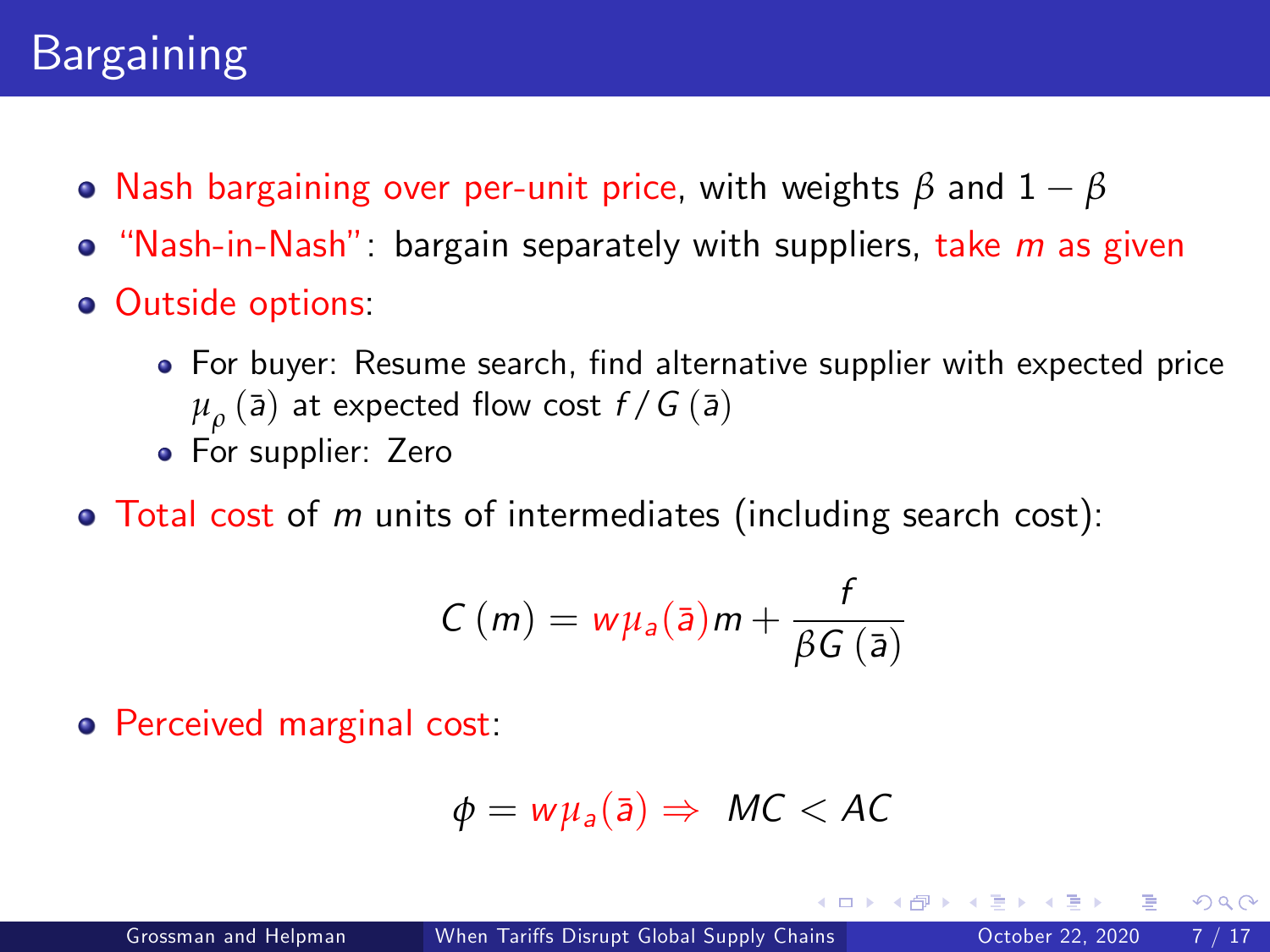# Bargaining

- Nash bargaining over per-unit price, with weights $\beta$ and $1-\beta$
- "Nash-in-Nash": bargain separately with suppliers, take $m$ as given
- Outside options:
  - For buyer: Resume search, find alternative supplier with expected price $\mu_{\rho}(\bar{a})$ at expected flow cost $f/G(\bar{a})$
  - For supplier: Zero
- Total cost of $m$ units of intermediates (including search cost):

$$C(m) = w\mu_a(\bar{a})m + \frac{f}{\beta G(\bar{a})}$$

- Perceived marginal cost:

$$\phi = w\mu_a(\bar{a}) \Rightarrow \ MC < AC$$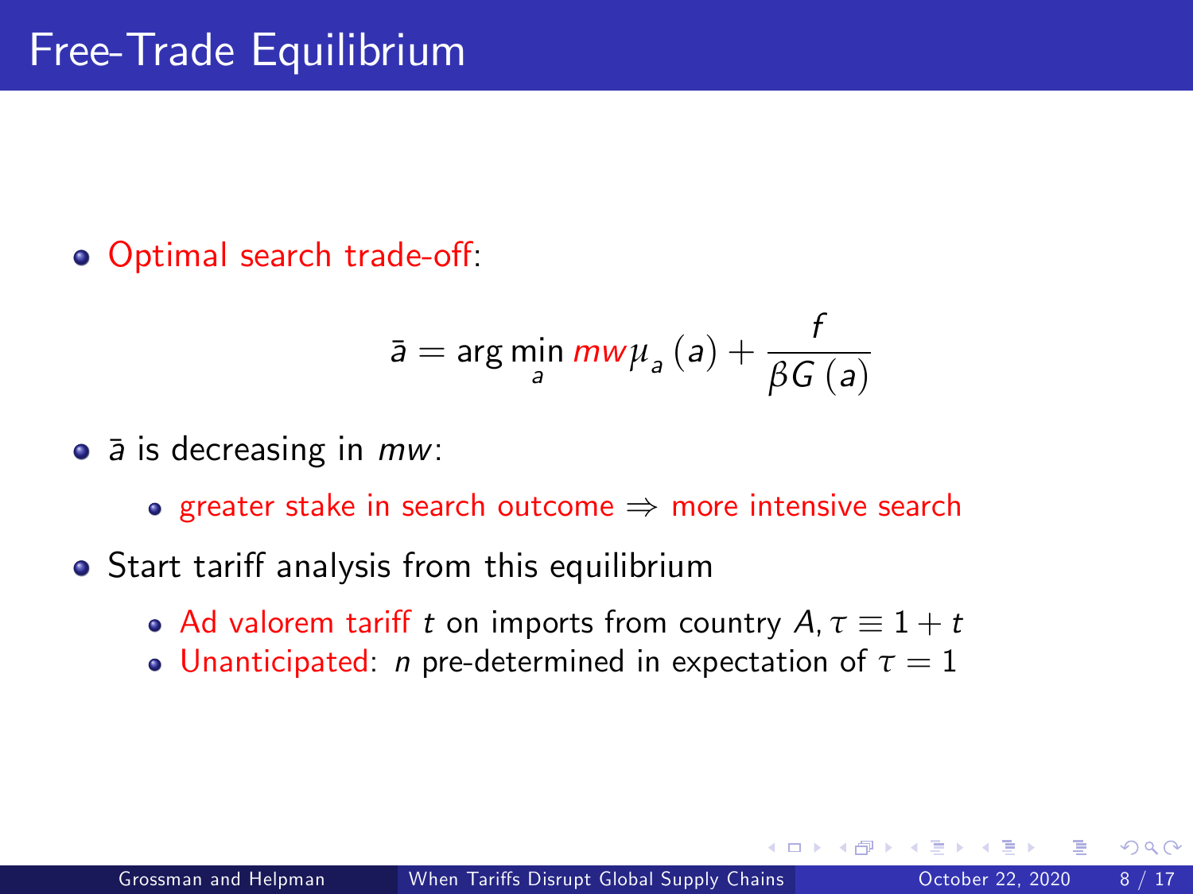# Free-Trade Equilibrium

- Optimal search trade-off:

$$\bar{a} = \arg\min_{a} mw\mu_{a}(a) + \frac{f}{\beta G(a)}$$

- $\bar{a}$ is decreasing in $mw$:
  - greater stake in search outcome $\Rightarrow$ more intensive search
- Start tariff analysis from this equilibrium
  - Ad valorem tariff $t$ on imports from country $A$, $\tau \equiv 1 + t$
  - Unanticipated: $n$ pre-determined in expectation of $\tau = 1$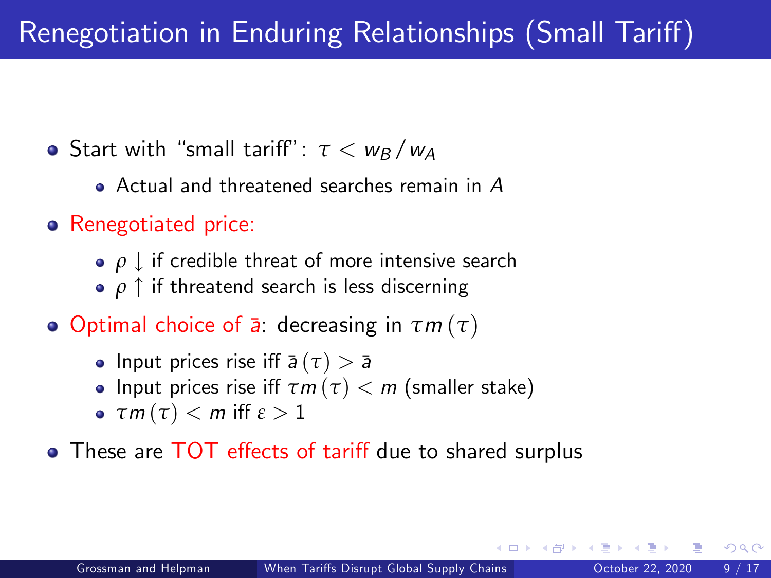# Renegotiation in Enduring Relationships (Small Tariff)

- Start with "small tariff": $\tau < w_B / w_A$
  - Actual and threatened searches remain in $A$
- Renegotiated price:
  - $\rho \downarrow$ if credible threat of more intensive search
  - $\rho \uparrow$ if threatend search is less discerning
- Optimal choice of $\bar{a}$: decreasing in $\tau m(\tau)$
  - Input prices rise iff $\bar{a}(\tau) > \bar{a}$
  - Input prices rise iff $\tau m(\tau) < m$ (smaller stake)
  - $\tau m(\tau) < m$ iff $\varepsilon > 1$
- These are TOT effects of tariff due to shared surplus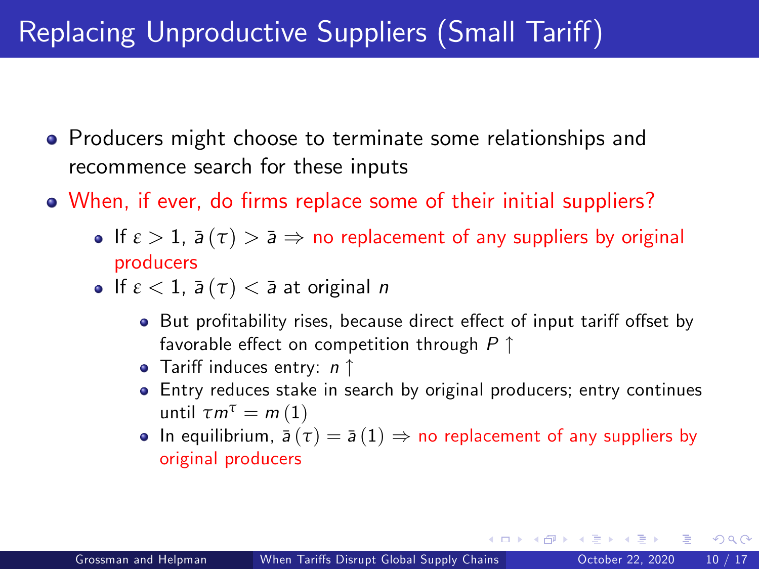# Replacing Unproductive Suppliers (Small Tariff)

- Producers might choose to terminate some relationships and recommence search for these inputs
- When, if ever, do firms replace some of their initial suppliers?
  - If $\varepsilon > 1$, $\bar{a}(\tau) > \bar{a} \Rightarrow$ no replacement of any suppliers by original producers
  - If $\varepsilon < 1$, $\bar{a}(\tau) < \bar{a}$ at original $n$
    - But profitability rises, because direct effect of input tariff offset by favorable effect on competition through $P \uparrow$
    - Tariff induces entry: $n \uparrow$
    - Entry reduces stake in search by original producers; entry continues until $\tau m^{\tau} = m(1)$
    - In equilibrium, $\bar{a}(\tau) = \bar{a}(1) \Rightarrow$ no replacement of any suppliers by original producers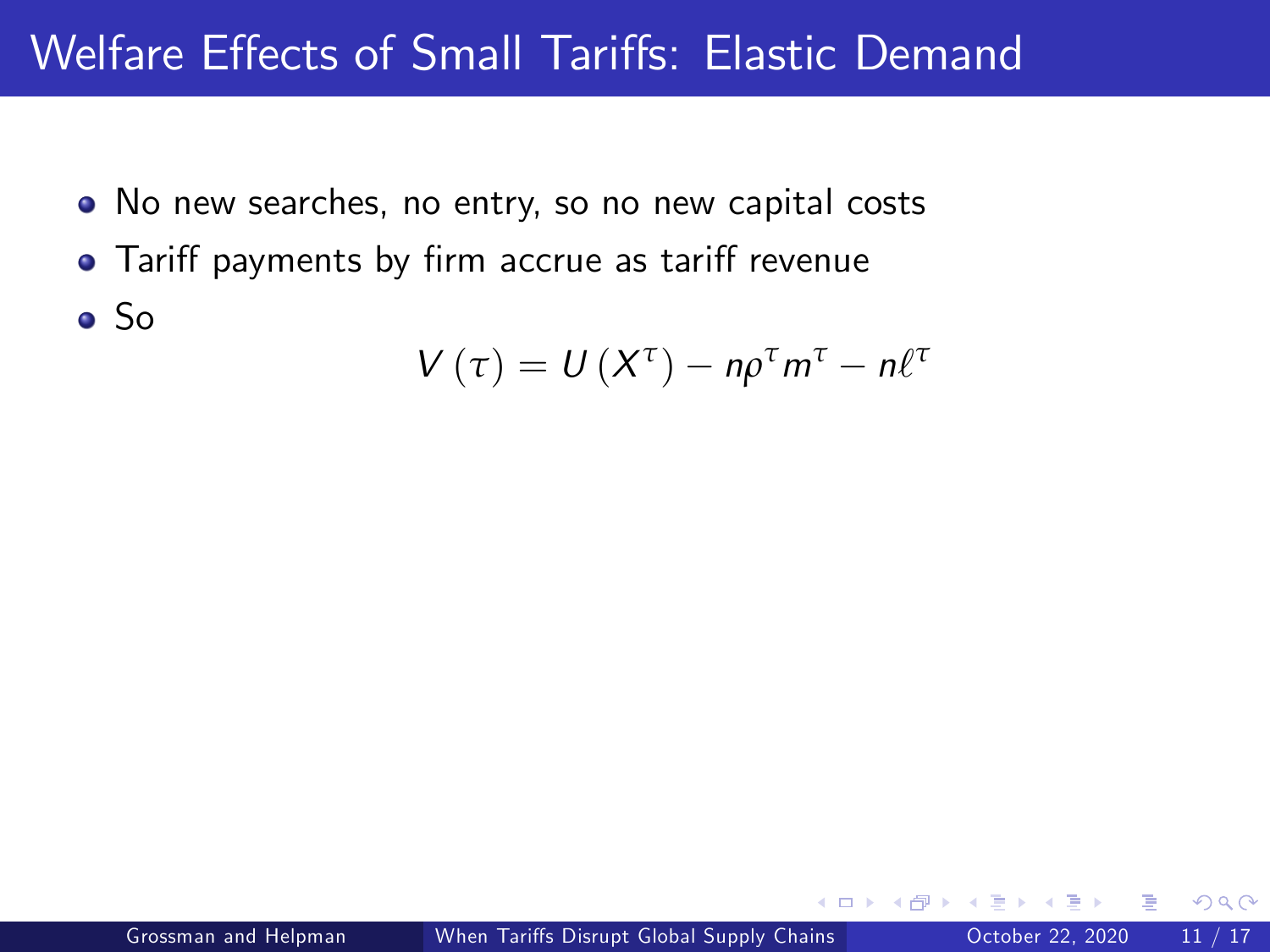# Welfare Effects of Small Tariffs: Elastic Demand

- No new searches, no entry, so no new capital costs
- Tariff payments by firm accrue as tariff revenue
- So

$$V(\tau) = U(X^{\tau}) - n\rho^{\tau} m^{\tau} - n\ell^{\tau}$$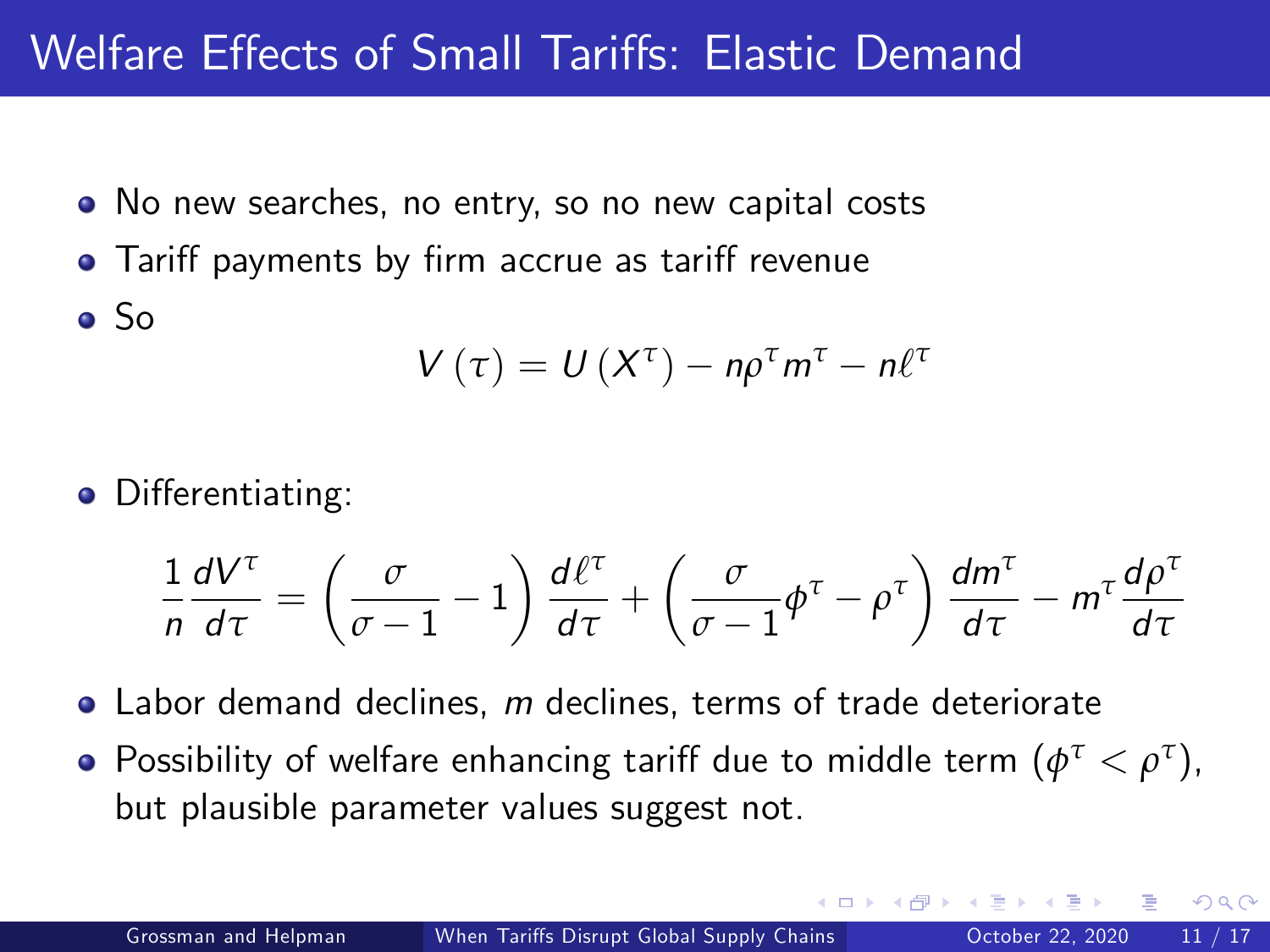# Welfare Effects of Small Tariffs: Elastic Demand

- No new searches, no entry, so no new capital costs
- Tariff payments by firm accrue as tariff revenue
- So

$$V(\tau) = U(X^{\tau}) - n\rho^{\tau} m^{\tau} - n\ell^{\tau}$$

- Differentiating:

$$\frac{1}{n}\frac{dV^{\tau}}{d\tau} = \left(\frac{\sigma}{\sigma-1} - 1\right)\frac{d\ell^{\tau}}{d\tau} + \left(\frac{\sigma}{\sigma-1}\phi^{\tau} - \rho^{\tau}\right)\frac{dm^{\tau}}{d\tau} - m^{\tau}\frac{d\rho^{\tau}}{d\tau}$$

- Labor demand declines, $m$ declines, terms of trade deteriorate
- Possibility of welfare enhancing tariff due to middle term ($\phi^{\tau} < \rho^{\tau}$), but plausible parameter values suggest not.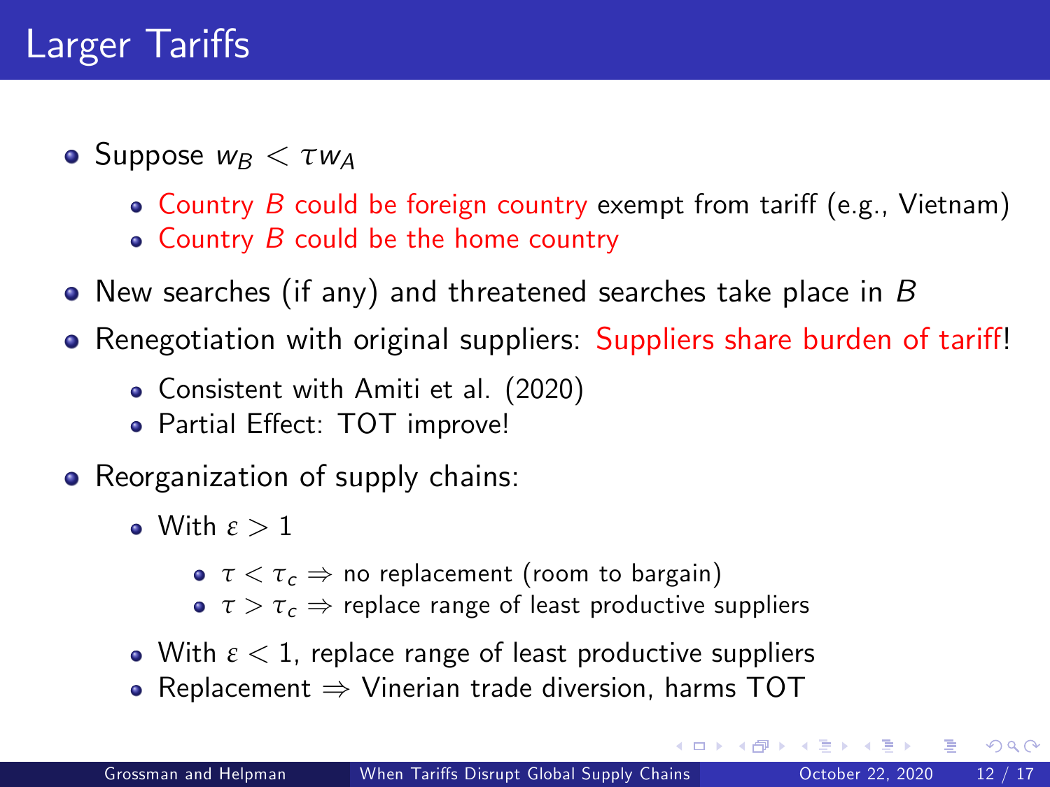# Larger Tariffs

- Suppose $w_B < \tau w_A$
  - Country $B$ could be foreign country exempt from tariff (e.g., Vietnam)
  - Country $B$ could be the home country
- New searches (if any) and threatened searches take place in $B$
- Renegotiation with original suppliers: Suppliers share burden of tariff!
  - Consistent with Amiti et al. (2020)
  - Partial Effect: TOT improve!
- Reorganization of supply chains:
  - With $\varepsilon > 1$
    - $\tau < \tau_c \Rightarrow$ no replacement (room to bargain)
    - $\tau > \tau_c \Rightarrow$ replace range of least productive suppliers
  - With $\varepsilon < 1$, replace range of least productive suppliers
  - Replacement $\Rightarrow$ Vinerian trade diversion, harms TOT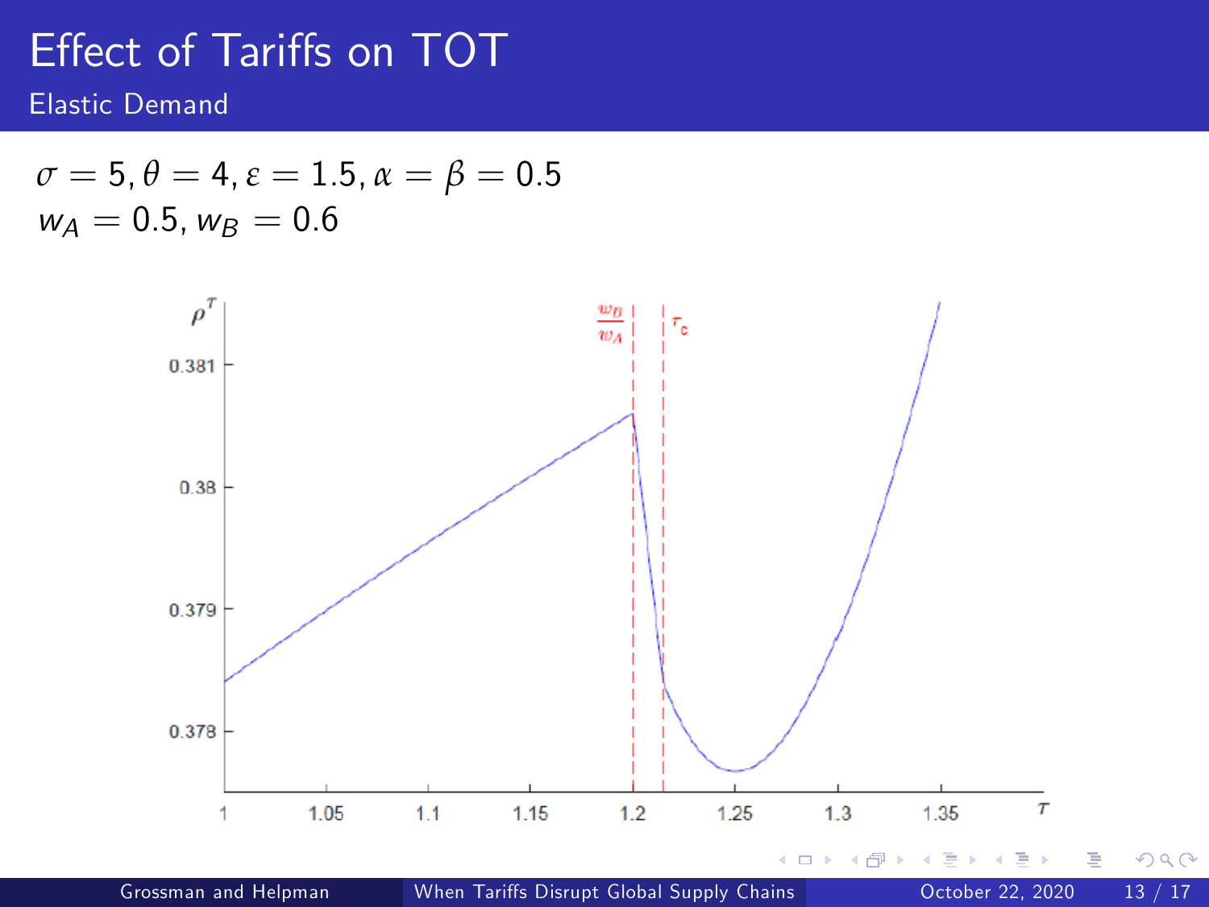# Effect of Tariffs on TOT

## Elastic Demand

$\sigma = 5, \theta = 4, \varepsilon = 1.5, \alpha = \beta = 0.5$
$w_A = 0.5, w_B = 0.6$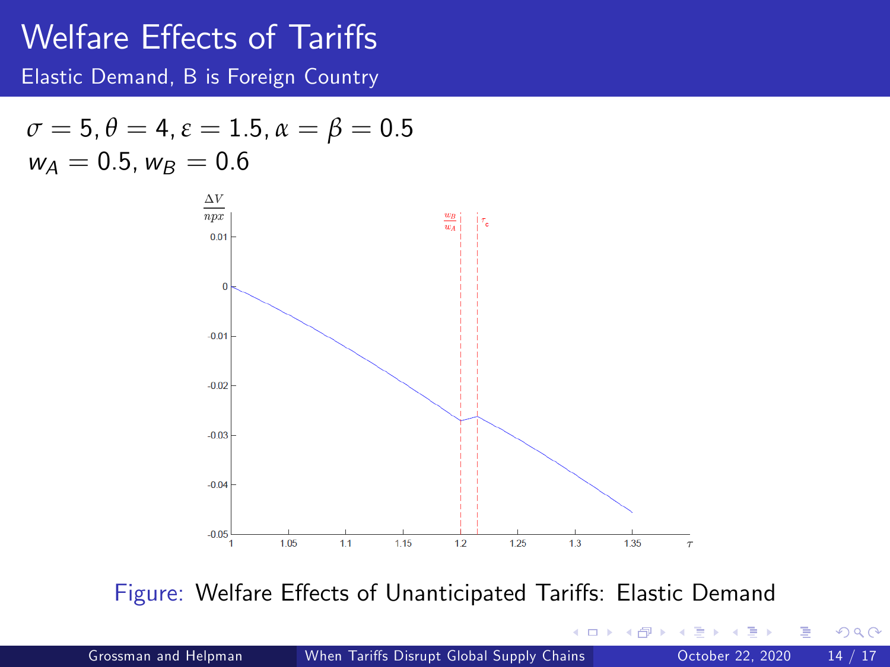# Welfare Effects of Tariffs

## Elastic Demand, B is Foreign Country

$\sigma = 5, \theta = 4, \varepsilon = 1.5, \alpha = \beta = 0.5$

$w_A = 0.5, w_B = 0.6$

Figure: Welfare Effects of Unanticipated Tariffs: Elastic Demand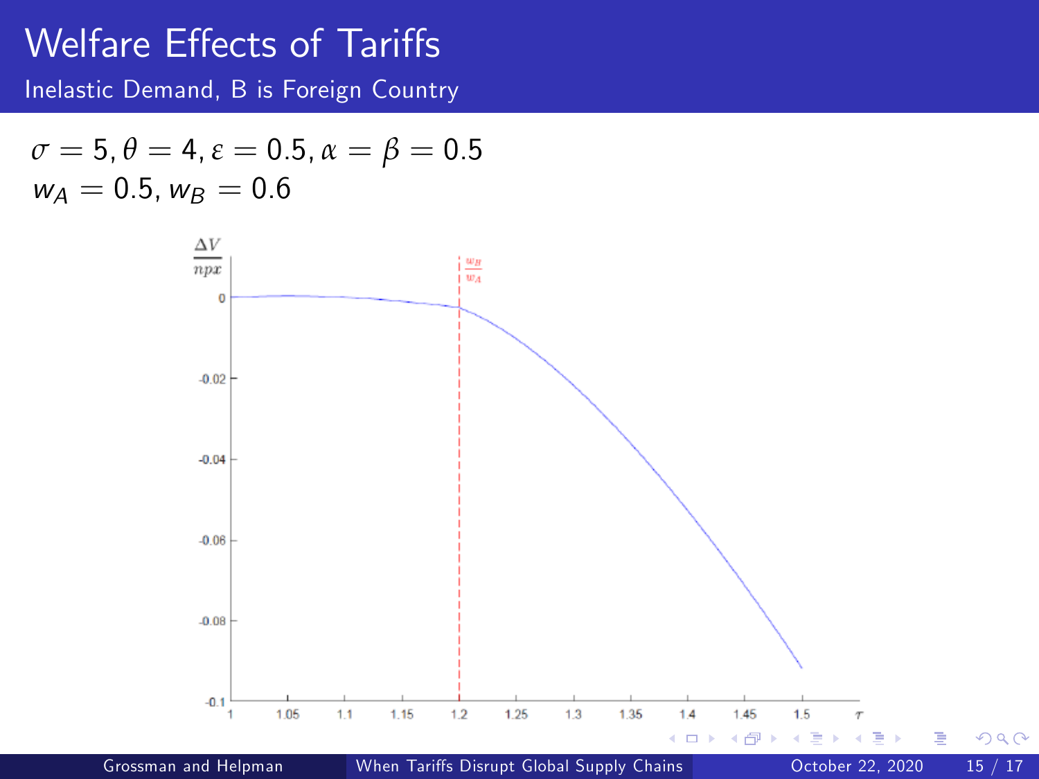# Welfare Effects of Tariffs

## Inelastic Demand, B is Foreign Country

$\sigma = 5, \theta = 4, \varepsilon = 0.5, \alpha = \beta = 0.5$
$w_A = 0.5, w_B = 0.6$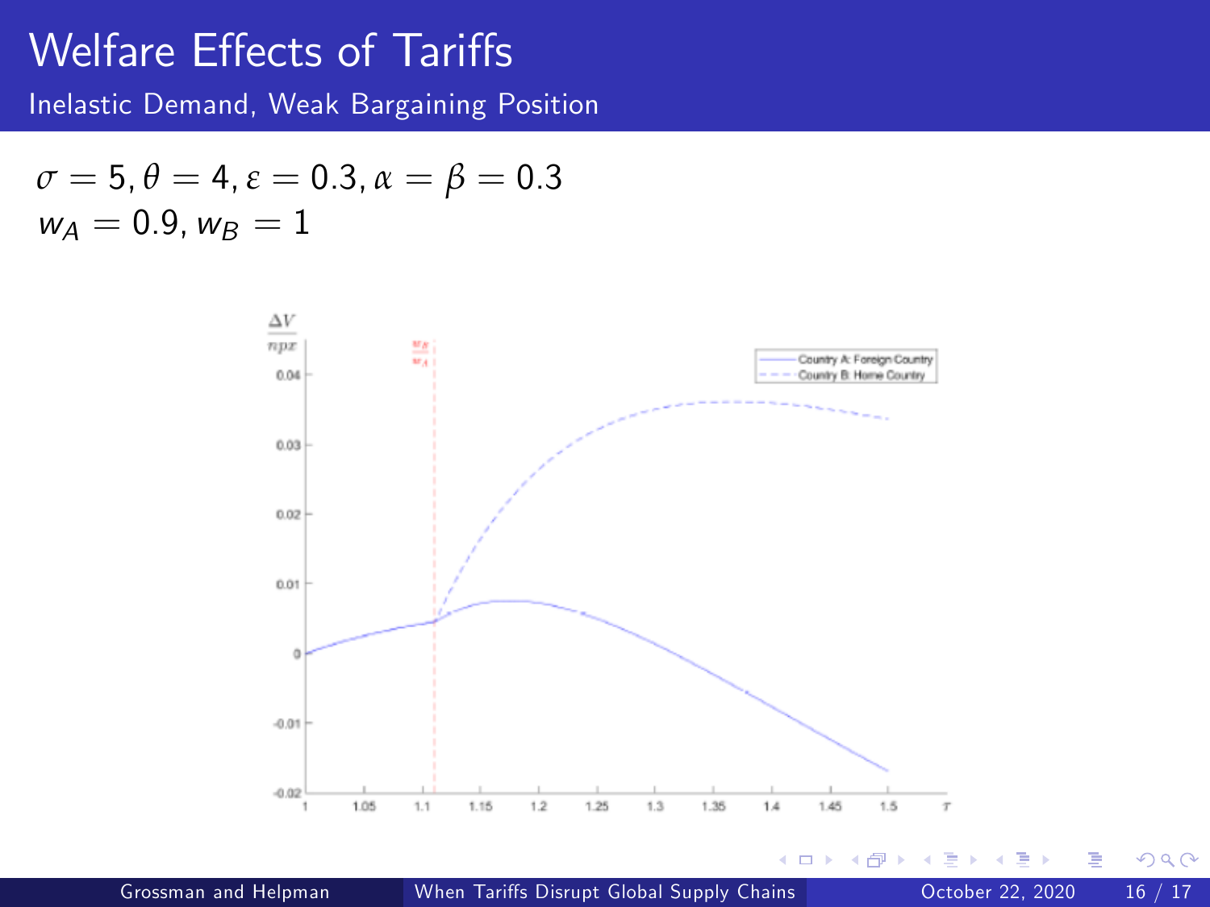# Welfare Effects of Tariffs

## Inelastic Demand, Weak Bargaining Position

$\sigma = 5, \theta = 4, \varepsilon = 0.3, \alpha = \beta = 0.3$

$w_A = 0.9, w_B = 1$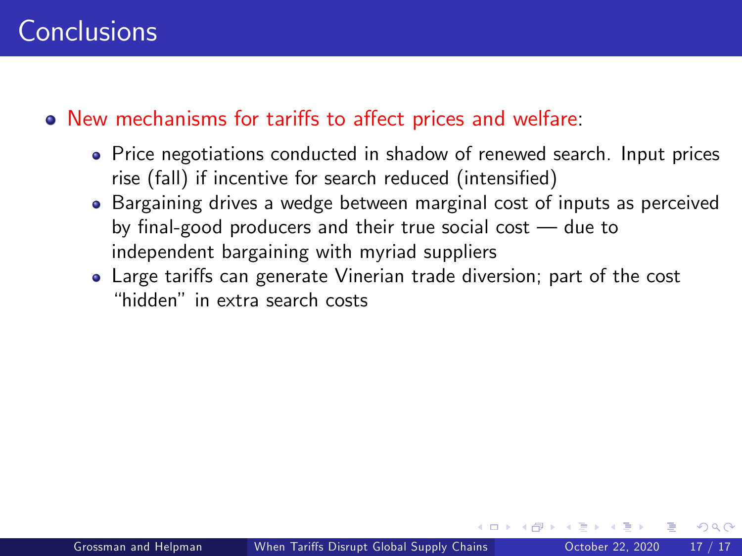# Conclusions

- New mechanisms for tariffs to affect prices and welfare:
  - Price negotiations conducted in shadow of renewed search. Input prices rise (fall) if incentive for search reduced (intensified)
  - Bargaining drives a wedge between marginal cost of inputs as perceived by final-good producers and their true social cost — due to independent bargaining with myriad suppliers
  - Large tariffs can generate Vinerian trade diversion; part of the cost "hidden" in extra search costs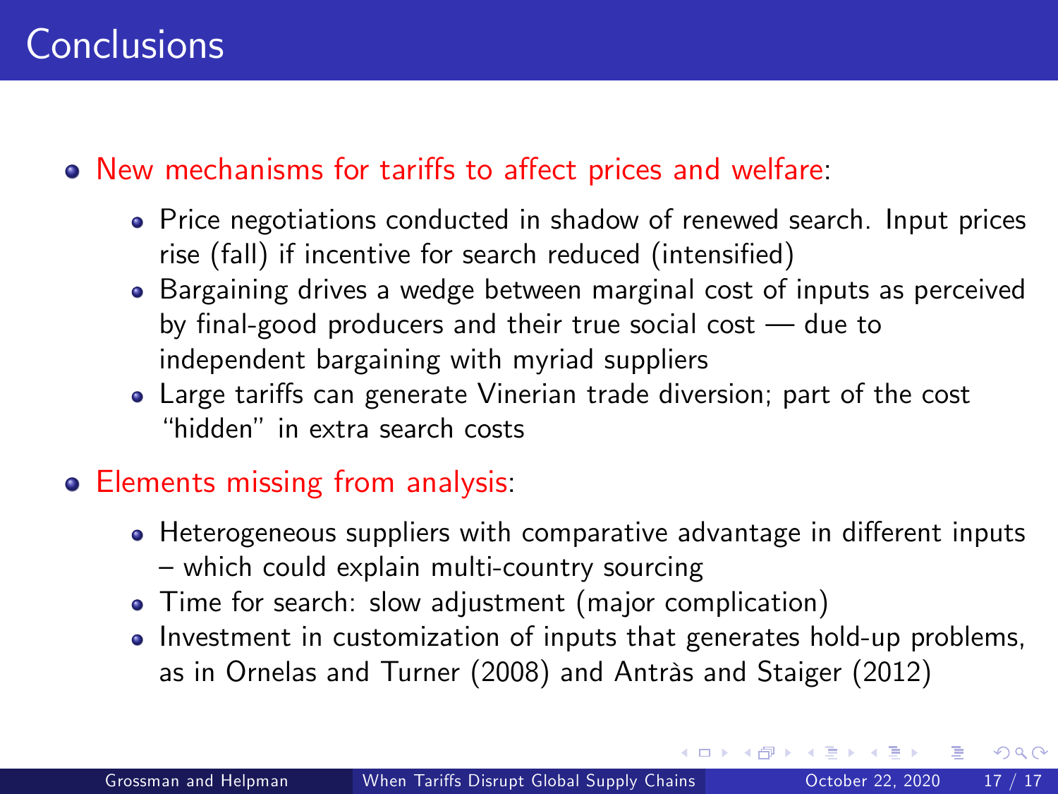# Conclusions

- New mechanisms for tariffs to affect prices and welfare:
  - Price negotiations conducted in shadow of renewed search. Input prices rise (fall) if incentive for search reduced (intensified)
  - Bargaining drives a wedge between marginal cost of inputs as perceived by final-good producers and their true social cost — due to independent bargaining with myriad suppliers
  - Large tariffs can generate Vinerian trade diversion; part of the cost "hidden" in extra search costs
- Elements missing from analysis:
  - Heterogeneous suppliers with comparative advantage in different inputs – which could explain multi-country sourcing
  - Time for search: slow adjustment (major complication)
  - Investment in customization of inputs that generates hold-up problems, as in Ornelas and Turner (2008) and Antràs and Staiger (2012)